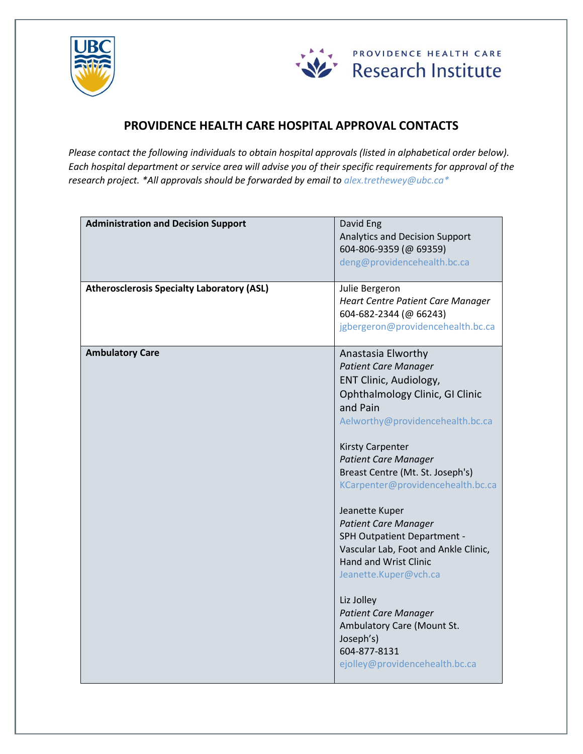# PROVIDENCE HEALTH CARE HOSPITAL APPROVAL CONTACTS

*Please contact the following individuals to obtain hospital approvals (listed in alphabetical order below). Each hospital department or service area will advise you of their specific requirements for approval of the research project. *All approvals should be forwarded by email to alex.trethewey@ubc.ca**

| | |
|---|---|
| **Administration and Decision Support** | David Eng<br>Analytics and Decision Support<br>604-806-9359 (@ 69359)<br>deng@providencehealth.bc.ca |
| **Atherosclerosis Specialty Laboratory (ASL)** | Julie Bergeron<br>*Heart Centre Patient Care Manager*<br>604-682-2344 (@ 66243)<br>jgbergeron@providencehealth.bc.ca |
| **Ambulatory Care** | Anastasia Elworthy<br>*Patient Care Manager*<br>ENT Clinic, Audiology, Ophthalmology Clinic, GI Clinic and Pain<br>Aelworthy@providencehealth.bc.ca<br><br>Kirsty Carpenter<br>*Patient Care Manager*<br>Breast Centre (Mt. St. Joseph's)<br>KCarpenter@providencehealth.bc.ca<br><br>Jeanette Kuper<br>*Patient Care Manager*<br>SPH Outpatient Department - Vascular Lab, Foot and Ankle Clinic, Hand and Wrist Clinic<br>Jeanette.Kuper@vch.ca<br><br>Liz Jolley<br>*Patient Care Manager*<br>Ambulatory Care (Mount St. Joseph's)<br>604-877-8131<br>ejolley@providencehealth.bc.ca |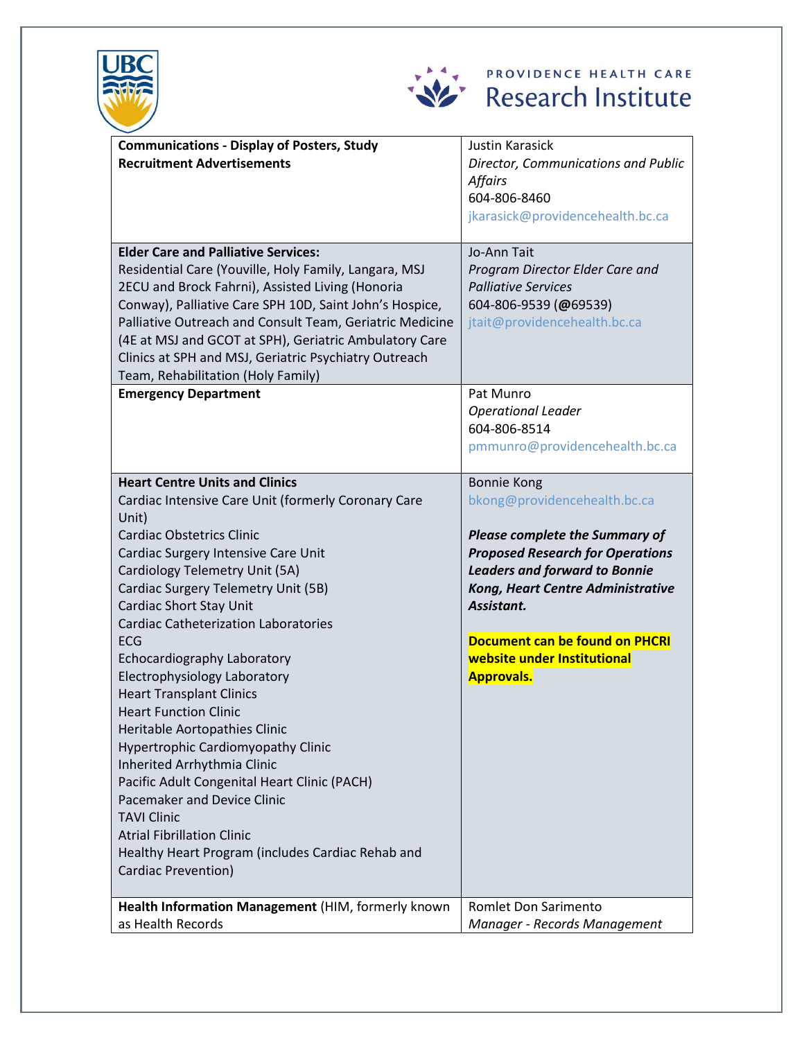| | |
|---|---|
| **Communications - Display of Posters, Study Recruitment Advertisements** | Justin Karasick<br>*Director, Communications and Public Affairs*<br>604-806-8460<br>jkarasick@providencehealth.bc.ca |
| **Elder Care and Palliative Services:**<br>Residential Care (Youville, Holy Family, Langara, MSJ 2ECU and Brock Fahrni), Assisted Living (Honoria Conway), Palliative Care SPH 10D, Saint John's Hospice, Palliative Outreach and Consult Team, Geriatric Medicine (4E at MSJ and GCOT at SPH), Geriatric Ambulatory Care Clinics at SPH and MSJ, Geriatric Psychiatry Outreach Team, Rehabilitation (Holy Family) | Jo-Ann Tait<br>*Program Director Elder Care and Palliative Services*<br>604-806-9539 (**@**69539)<br>jtait@providencehealth.bc.ca |
| **Emergency Department** | Pat Munro<br>*Operational Leader*<br>604-806-8514<br>pmmunro@providencehealth.bc.ca |
| **Heart Centre Units and Clinics**<br>Cardiac Intensive Care Unit (formerly Coronary Care Unit)<br>Cardiac Obstetrics Clinic<br>Cardiac Surgery Intensive Care Unit<br>Cardiology Telemetry Unit (5A)<br>Cardiac Surgery Telemetry Unit (5B)<br>Cardiac Short Stay Unit<br>Cardiac Catheterization Laboratories<br>ECG<br>Echocardiography Laboratory<br>Electrophysiology Laboratory<br>Heart Transplant Clinics<br>Heart Function Clinic<br>Heritable Aortopathies Clinic<br>Hypertrophic Cardiomyopathy Clinic<br>Inherited Arrhythmia Clinic<br>Pacific Adult Congenital Heart Clinic (PACH)<br>Pacemaker and Device Clinic<br>TAVI Clinic<br>Atrial Fibrillation Clinic<br>Healthy Heart Program (includes Cardiac Rehab and Cardiac Prevention) | Bonnie Kong<br>bkong@providencehealth.bc.ca<br><br>***Please complete the Summary of Proposed Research for Operations Leaders and forward to Bonnie Kong, Heart Centre Administrative Assistant.***<br><br>**Document can be found on PHCRI website under Institutional Approvals.** |
| **Health Information Management** (HIM, formerly known as Health Records | Romlet Don Sarimento<br>*Manager - Records Management* |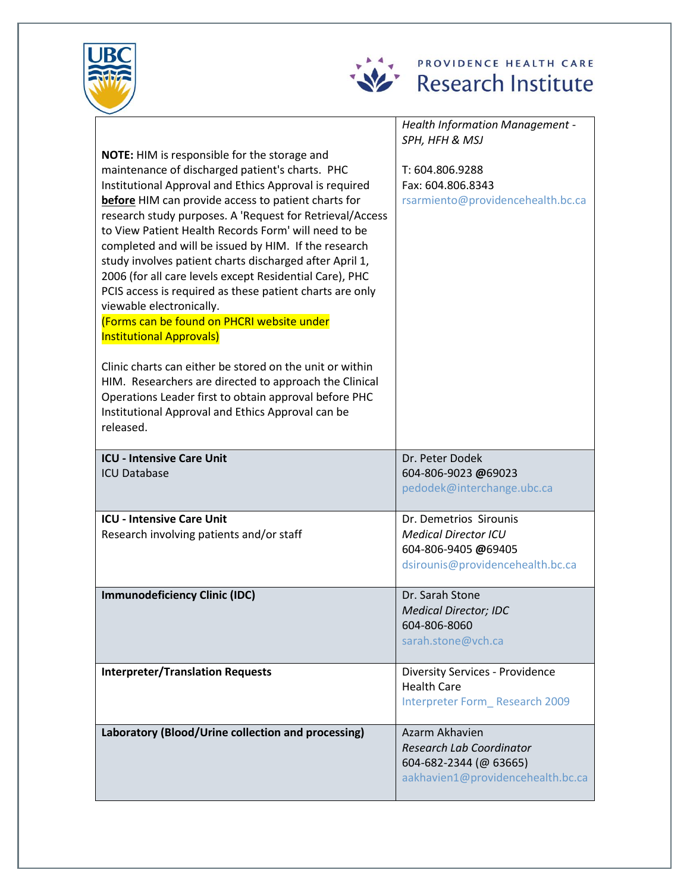| | |
|---|---|
| **NOTE:** HIM is responsible for the storage and maintenance of discharged patient's charts. PHC Institutional Approval and Ethics Approval is required **before** HIM can provide access to patient charts for research study purposes. A 'Request for Retrieval/Access to View Patient Health Records Form' will need to be completed and will be issued by HIM. If the research study involves patient charts discharged after April 1, 2006 (for all care levels except Residential Care), PHC PCIS access is required as these patient charts are only viewable electronically.<br>(Forms can be found on PHCRI website under Institutional Approvals)<br><br>Clinic charts can either be stored on the unit or within HIM. Researchers are directed to approach the Clinical Operations Leader first to obtain approval before PHC Institutional Approval and Ethics Approval can be released. | *Health Information Management - SPH, HFH & MSJ*<br><br>T: 604.806.9288<br>Fax: 604.806.8343<br>rsarmiento@providencehealth.bc.ca |
| **ICU - Intensive Care Unit**<br>ICU Database | Dr. Peter Dodek<br>604-806-9023 **@**69023<br>pedodek@interchange.ubc.ca |
| **ICU - Intensive Care Unit**<br>Research involving patients and/or staff | Dr. Demetrios Sirounis<br>*Medical Director ICU*<br>604-806-9405 **@**69405<br>dsirounis@providencehealth.bc.ca |
| **Immunodeficiency Clinic (IDC)** | Dr. Sarah Stone<br>*Medical Director; IDC*<br>604-806-8060<br>sarah.stone@vch.ca |
| **Interpreter/Translation Requests** | Diversity Services - Providence Health Care<br>Interpreter Form_ Research 2009 |
| **Laboratory (Blood/Urine collection and processing)** | Azarm Akhavien<br>*Research Lab Coordinator*<br>604-682-2344 (@ 63665)<br>aakhavien1@providencehealth.bc.ca |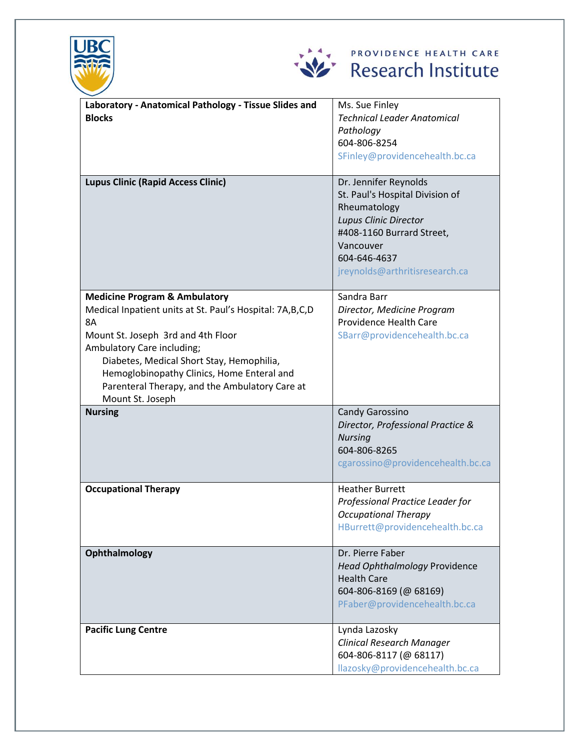| Department / Program | Contact |
| --- | --- |
| **Laboratory - Anatomical Pathology - Tissue Slides and Blocks** | Ms. Sue Finley<br>*Technical Leader Anatomical Pathology*<br>604-806-8254<br>SFinley@providencehealth.bc.ca |
| **Lupus Clinic (Rapid Access Clinic)** | Dr. Jennifer Reynolds<br>St. Paul's Hospital Division of Rheumatology<br>*Lupus Clinic Director*<br>#408-1160 Burrard Street, Vancouver<br>604-646-4637<br>jreynolds@arthritisresearch.ca |
| **Medicine Program & Ambulatory**<br>Medical Inpatient units at St. Paul's Hospital: 7A,B,C,D 8A<br>Mount St. Joseph 3rd and 4th Floor<br>Ambulatory Care including;<br>Diabetes, Medical Short Stay, Hemophilia, Hemoglobinopathy Clinics, Home Enteral and Parenteral Therapy, and the Ambulatory Care at Mount St. Joseph | Sandra Barr<br>*Director, Medicine Program*<br>Providence Health Care<br>SBarr@providencehealth.bc.ca |
| **Nursing** | Candy Garossino<br>*Director, Professional Practice & Nursing*<br>604-806-8265<br>cgarossino@providencehealth.bc.ca |
| **Occupational Therapy** | Heather Burrett<br>*Professional Practice Leader for Occupational Therapy*<br>HBurrett@providencehealth.bc.ca |
| **Ophthalmology** | Dr. Pierre Faber<br>*Head Ophthalmology* Providence Health Care<br>604-806-8169 (@ 68169)<br>PFaber@providencehealth.bc.ca |
| **Pacific Lung Centre** | Lynda Lazosky<br>*Clinical Research Manager*<br>604-806-8117 (@ 68117)<br>llazosky@providencehealth.bc.ca |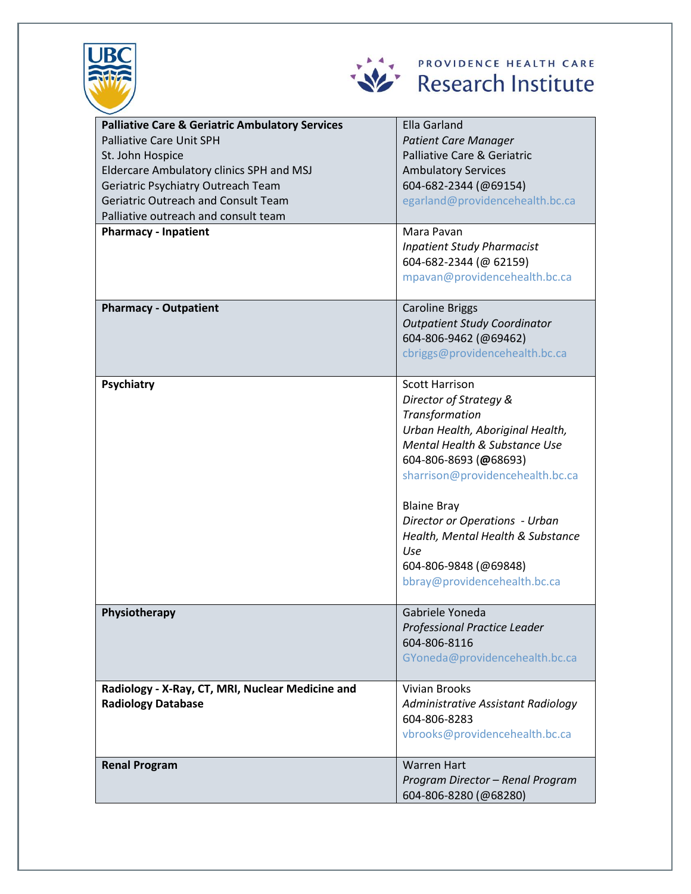| | |
|---|---|
| **Palliative Care & Geriatric Ambulatory Services**<br>Palliative Care Unit SPH<br>St. John Hospice<br>Eldercare Ambulatory clinics SPH and MSJ<br>Geriatric Psychiatry Outreach Team<br>Geriatric Outreach and Consult Team<br>Palliative outreach and consult team | Ella Garland<br>*Patient Care Manager*<br>Palliative Care & Geriatric Ambulatory Services<br>604-682-2344 (@69154)<br>egarland@providencehealth.bc.ca |
| **Pharmacy - Inpatient** | Mara Pavan<br>*Inpatient Study Pharmacist*<br>604-682-2344 (@ 62159)<br>mpavan@providencehealth.bc.ca |
| **Pharmacy - Outpatient** | Caroline Briggs<br>*Outpatient Study Coordinator*<br>604-806-9462 (@69462)<br>cbriggs@providencehealth.bc.ca |
| **Psychiatry** | Scott Harrison<br>*Director of Strategy & Transformation*<br>*Urban Health, Aboriginal Health, Mental Health & Substance Use*<br>604-806-8693 (@68693)<br>sharrison@providencehealth.bc.ca<br><br>Blaine Bray<br>*Director or Operations - Urban Health, Mental Health & Substance Use*<br>604-806-9848 (@69848)<br>bbray@providencehealth.bc.ca |
| **Physiotherapy** | Gabriele Yoneda<br>*Professional Practice Leader*<br>604-806-8116<br>GYoneda@providencehealth.bc.ca |
| **Radiology - X-Ray, CT, MRI, Nuclear Medicine and Radiology Database** | Vivian Brooks<br>*Administrative Assistant Radiology*<br>604-806-8283<br>vbrooks@providencehealth.bc.ca |
| **Renal Program** | Warren Hart<br>*Program Director – Renal Program*<br>604-806-8280 (@68280) |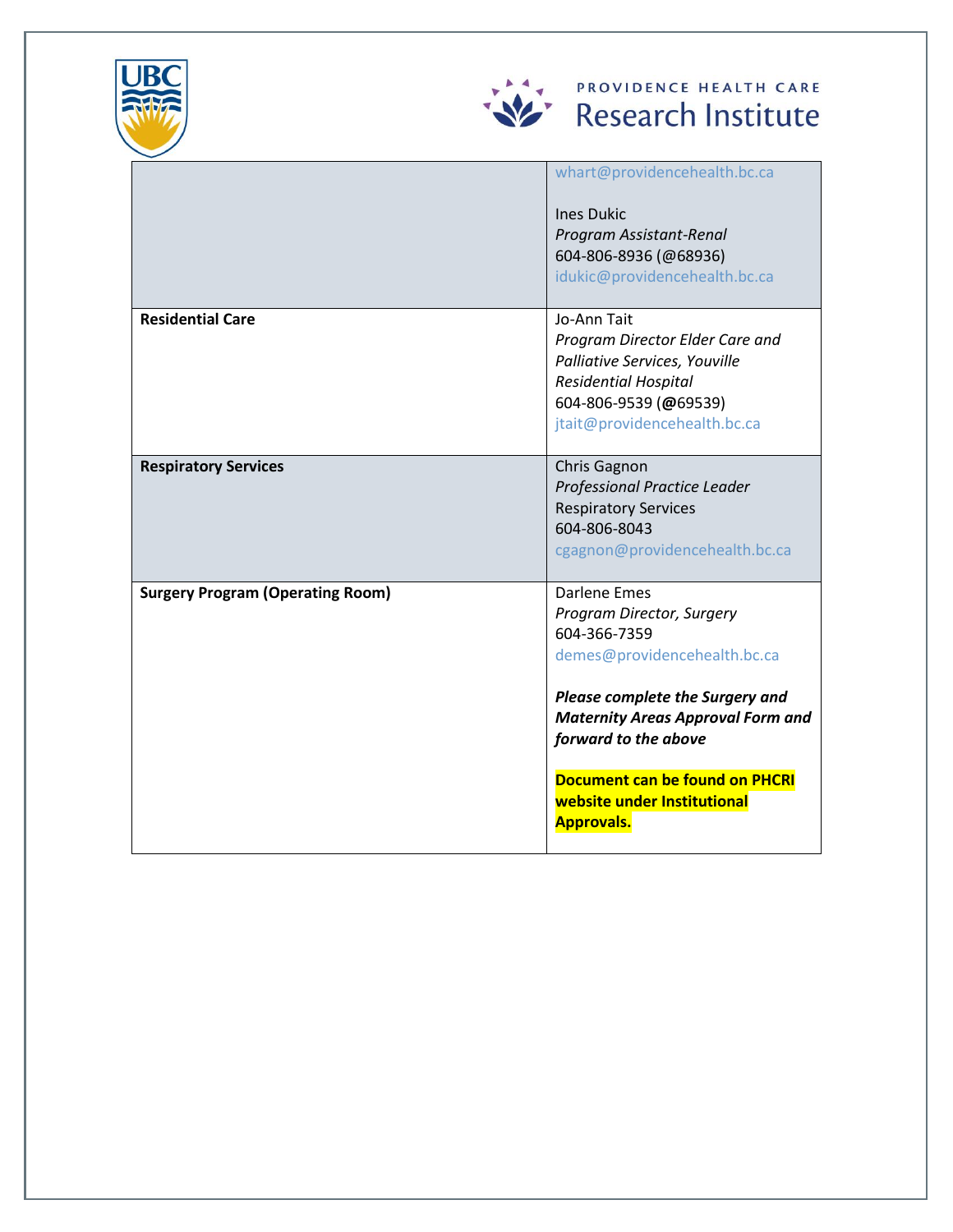| | |
|---|---|
| | whart@providencehealth.bc.ca<br><br>Ines Dukic<br>*Program Assistant-Renal*<br>604-806-8936 (@68936)<br>idukic@providencehealth.bc.ca |
| **Residential Care** | Jo-Ann Tait<br>*Program Director Elder Care and Palliative Services, Youville Residential Hospital*<br>604-806-9539 (@69539)<br>jtait@providencehealth.bc.ca |
| **Respiratory Services** | Chris Gagnon<br>*Professional Practice Leader*<br>Respiratory Services<br>604-806-8043<br>cgagnon@providencehealth.bc.ca |
| **Surgery Program (Operating Room)** | Darlene Emes<br>*Program Director, Surgery*<br>604-366-7359<br>demes@providencehealth.bc.ca<br><br>***Please complete the Surgery and Maternity Areas Approval Form and forward to the above***<br><br>**Document can be found on PHCRI website under Institutional Approvals.** |